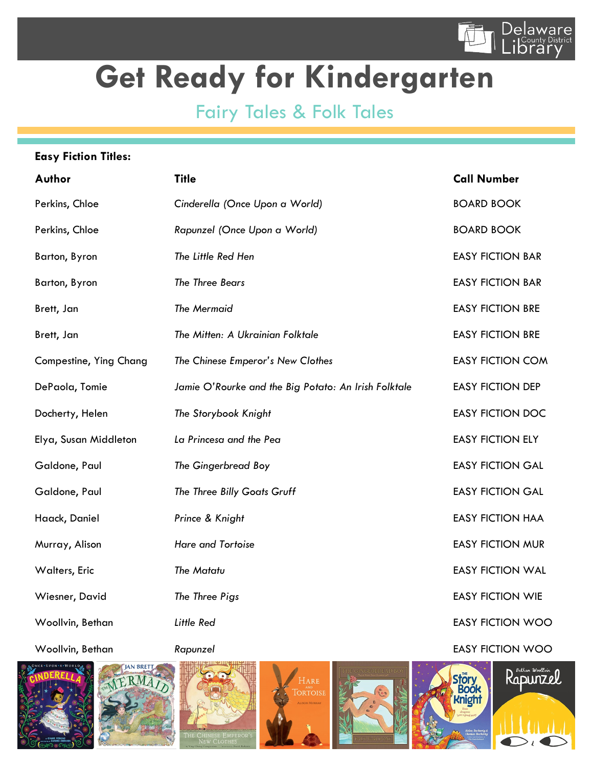Delaware County District Library

# Get Ready for Kindergarten

## Fairy Tales & Folk Tales

**Easy Fiction Titles:**

| **Author** | **Title** | **Call Number** |
|---|---|---|
| Perkins, Chloe | *Cinderella (Once Upon a World)* | BOARD BOOK |
| Perkins, Chloe | *Rapunzel (Once Upon a World)* | BOARD BOOK |
| Barton, Byron | *The Little Red Hen* | EASY FICTION BAR |
| Barton, Byron | *The Three Bears* | EASY FICTION BAR |
| Brett, Jan | *The Mermaid* | EASY FICTION BRE |
| Brett, Jan | *The Mitten: A Ukrainian Folktale* | EASY FICTION BRE |
| Compestine, Ying Chang | *The Chinese Emperor's New Clothes* | EASY FICTION COM |
| DePaola, Tomie | *Jamie O'Rourke and the Big Potato: An Irish Folktale* | EASY FICTION DEP |
| Docherty, Helen | *The Storybook Knight* | EASY FICTION DOC |
| Elya, Susan Middleton | *La Princesa and the Pea* | EASY FICTION ELY |
| Galdone, Paul | *The Gingerbread Boy* | EASY FICTION GAL |
| Galdone, Paul | *The Three Billy Goats Gruff* | EASY FICTION GAL |
| Haack, Daniel | *Prince & Knight* | EASY FICTION HAA |
| Murray, Alison | *Hare and Tortoise* | EASY FICTION MUR |
| Walters, Eric | *The Matatu* | EASY FICTION WAL |
| Wiesner, David | *The Three Pigs* | EASY FICTION WIE |
| Woollvin, Bethan | *Little Red* | EASY FICTION WOO |
| Woollvin, Bethan | *Rapunzel* | EASY FICTION WOO |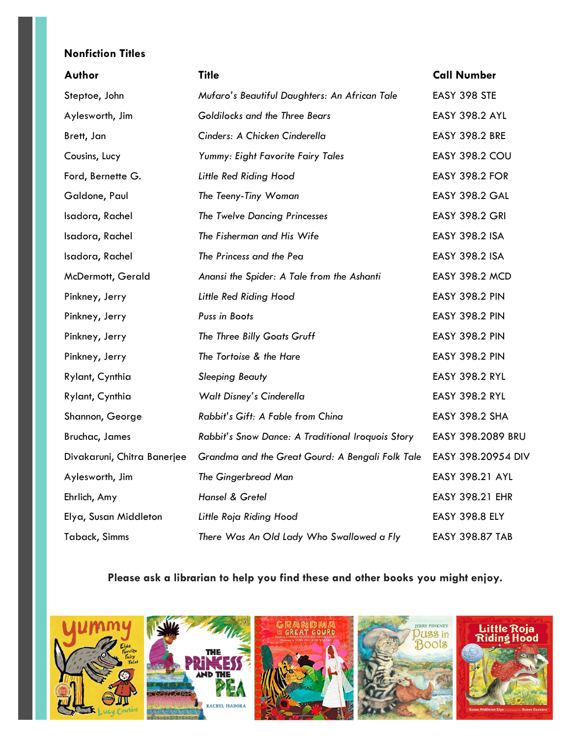## Nonfiction Titles

| Author | Title | Call Number |
|---|---|---|
| Steptoe, John | *Mufaro's Beautiful Daughters: An African Tale* | EASY 398 STE |
| Aylesworth, Jim | *Goldilocks and the Three Bears* | EASY 398.2 AYL |
| Brett, Jan | *Cinders: A Chicken Cinderella* | EASY 398.2 BRE |
| Cousins, Lucy | *Yummy: Eight Favorite Fairy Tales* | EASY 398.2 COU |
| Ford, Bernette G. | *Little Red Riding Hood* | EASY 398.2 FOR |
| Galdone, Paul | *The Teeny-Tiny Woman* | EASY 398.2 GAL |
| Isadora, Rachel | *The Twelve Dancing Princesses* | EASY 398.2 GRI |
| Isadora, Rachel | *The Fisherman and His Wife* | EASY 398.2 ISA |
| Isadora, Rachel | *The Princess and the Pea* | EASY 398.2 ISA |
| McDermott, Gerald | *Anansi the Spider: A Tale from the Ashanti* | EASY 398.2 MCD |
| Pinkney, Jerry | *Little Red Riding Hood* | EASY 398.2 PIN |
| Pinkney, Jerry | *Puss in Boots* | EASY 398.2 PIN |
| Pinkney, Jerry | *The Three Billy Goats Gruff* | EASY 398.2 PIN |
| Pinkney, Jerry | *The Tortoise & the Hare* | EASY 398.2 PIN |
| Rylant, Cynthia | *Sleeping Beauty* | EASY 398.2 RYL |
| Rylant, Cynthia | *Walt Disney's Cinderella* | EASY 398.2 RYL |
| Shannon, George | *Rabbit's Gift: A Fable from China* | EASY 398.2 SHA |
| Bruchac, James | *Rabbit's Snow Dance: A Traditional Iroquois Story* | EASY 398.2089 BRU |
| Divakaruni, Chitra Banerjee | *Grandma and the Great Gourd: A Bengali Folk Tale* | EASY 398.20954 DIV |
| Aylesworth, Jim | *The Gingerbread Man* | EASY 398.21 AYL |
| Ehrlich, Amy | *Hansel & Gretel* | EASY 398.21 EHR |
| Elya, Susan Middleton | *Little Roja Riding Hood* | EASY 398.8 ELY |
| Taback, Simms | *There Was An Old Lady Who Swallowed a Fly* | EASY 398.87 TAB |

**Please ask a librarian to help you find these and other books you might enjoy.**